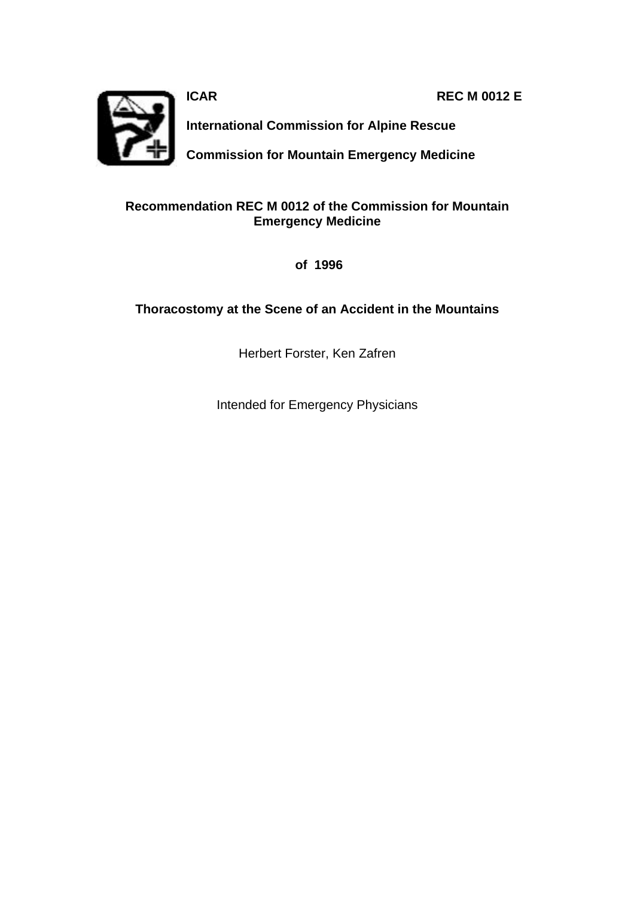**ICAR** **REC M 0012 E**

**International Commission for Alpine Rescue**

**Commission for Mountain Emergency Medicine**

**Recommendation REC M 0012 of the Commission for Mountain Emergency Medicine**

**of 1996**

# Thoracostomy at the Scene of an Accident in the Mountains

Herbert Forster, Ken Zafren

Intended for Emergency Physicians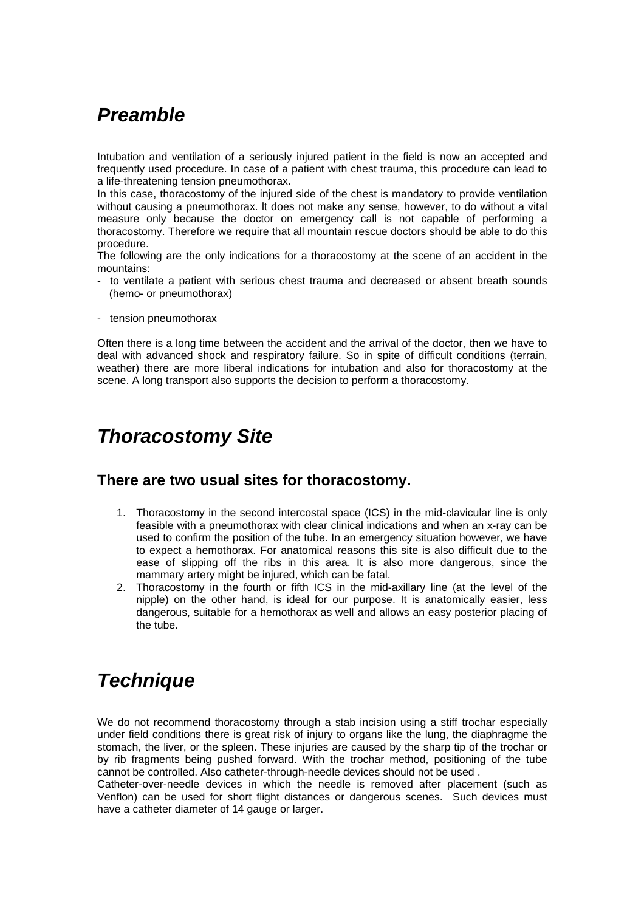# *Preamble*

Intubation and ventilation of a seriously injured patient in the field is now an accepted and frequently used procedure. In case of a patient with chest trauma, this procedure can lead to a life-threatening tension pneumothorax.

In this case, thoracostomy of the injured side of the chest is mandatory to provide ventilation without causing a pneumothorax. It does not make any sense, however, to do without a vital measure only because the doctor on emergency call is not capable of performing a thoracostomy. Therefore we require that all mountain rescue doctors should be able to do this procedure.

The following are the only indications for a thoracostomy at the scene of an accident in the mountains:

- to ventilate a patient with serious chest trauma and decreased or absent breath sounds (hemo- or pneumothorax)
- tension pneumothorax

Often there is a long time between the accident and the arrival of the doctor, then we have to deal with advanced shock and respiratory failure. So in spite of difficult conditions (terrain, weather) there are more liberal indications for intubation and also for thoracostomy at the scene. A long transport also supports the decision to perform a thoracostomy.

# *Thoracostomy Site*

## There are two usual sites for thoracostomy.

1. Thoracostomy in the second intercostal space (ICS) in the mid-clavicular line is only feasible with a pneumothorax with clear clinical indications and when an x-ray can be used to confirm the position of the tube. In an emergency situation however, we have to expect a hemothorax. For anatomical reasons this site is also difficult due to the ease of slipping off the ribs in this area. It is also more dangerous, since the mammary artery might be injured, which can be fatal.
2. Thoracostomy in the fourth or fifth ICS in the mid-axillary line (at the level of the nipple) on the other hand, is ideal for our purpose. It is anatomically easier, less dangerous, suitable for a hemothorax as well and allows an easy posterior placing of the tube.

# *Technique*

We do not recommend thoracostomy through a stab incision using a stiff trochar especially under field conditions there is great risk of injury to organs like the lung, the diaphragme the stomach, the liver, or the spleen. These injuries are caused by the sharp tip of the trochar or by rib fragments being pushed forward. With the trochar method, positioning of the tube cannot be controlled. Also catheter-through-needle devices should not be used .

Catheter-over-needle devices in which the needle is removed after placement (such as Venflon) can be used for short flight distances or dangerous scenes. Such devices must have a catheter diameter of 14 gauge or larger.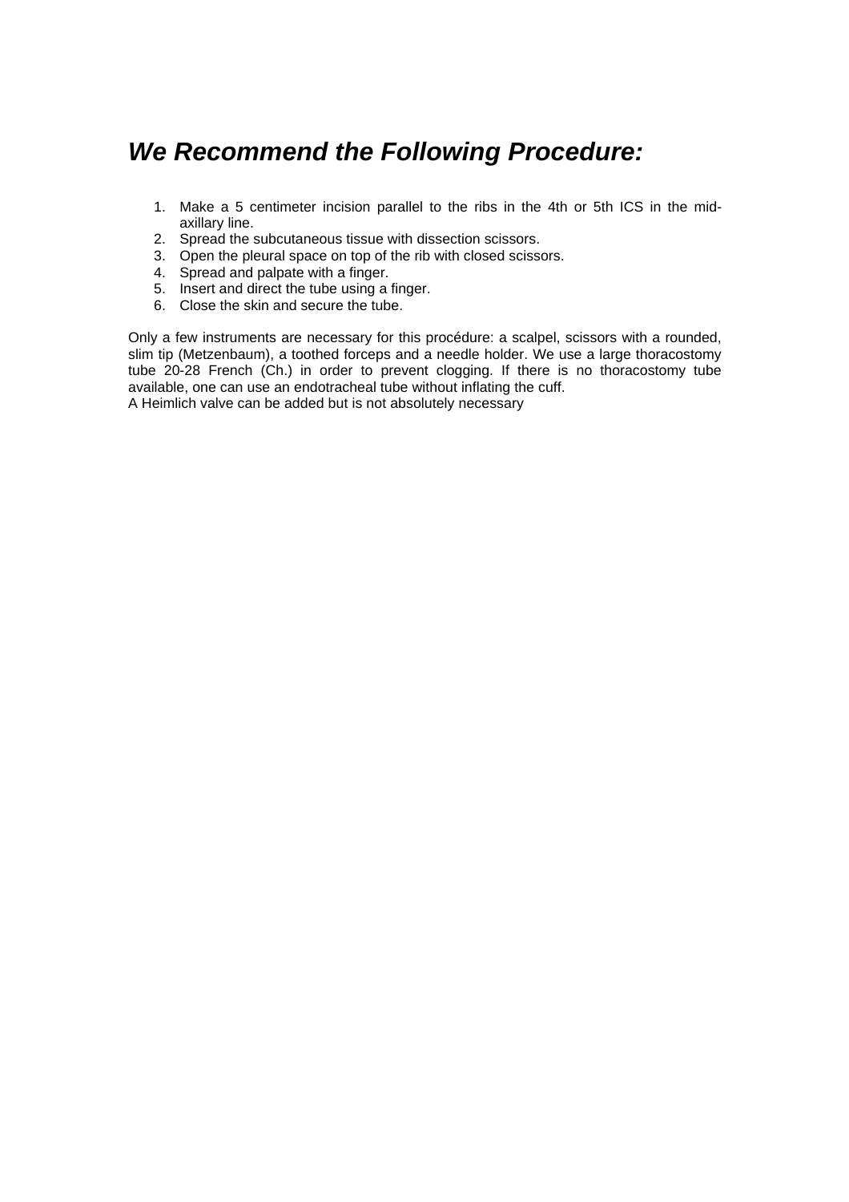## *We Recommend the Following Procedure:*

1. Make a 5 centimeter incision parallel to the ribs in the 4th or 5th ICS in the mid-axillary line.
2. Spread the subcutaneous tissue with dissection scissors.
3. Open the pleural space on top of the rib with closed scissors.
4. Spread and palpate with a finger.
5. Insert and direct the tube using a finger.
6. Close the skin and secure the tube.

Only a few instruments are necessary for this procédure: a scalpel, scissors with a rounded, slim tip (Metzenbaum), a toothed forceps and a needle holder. We use a large thoracostomy tube 20-28 French (Ch.) in order to prevent clogging. If there is no thoracostomy tube available, one can use an endotracheal tube without inflating the cuff.
A Heimlich valve can be added but is not absolutely necessary